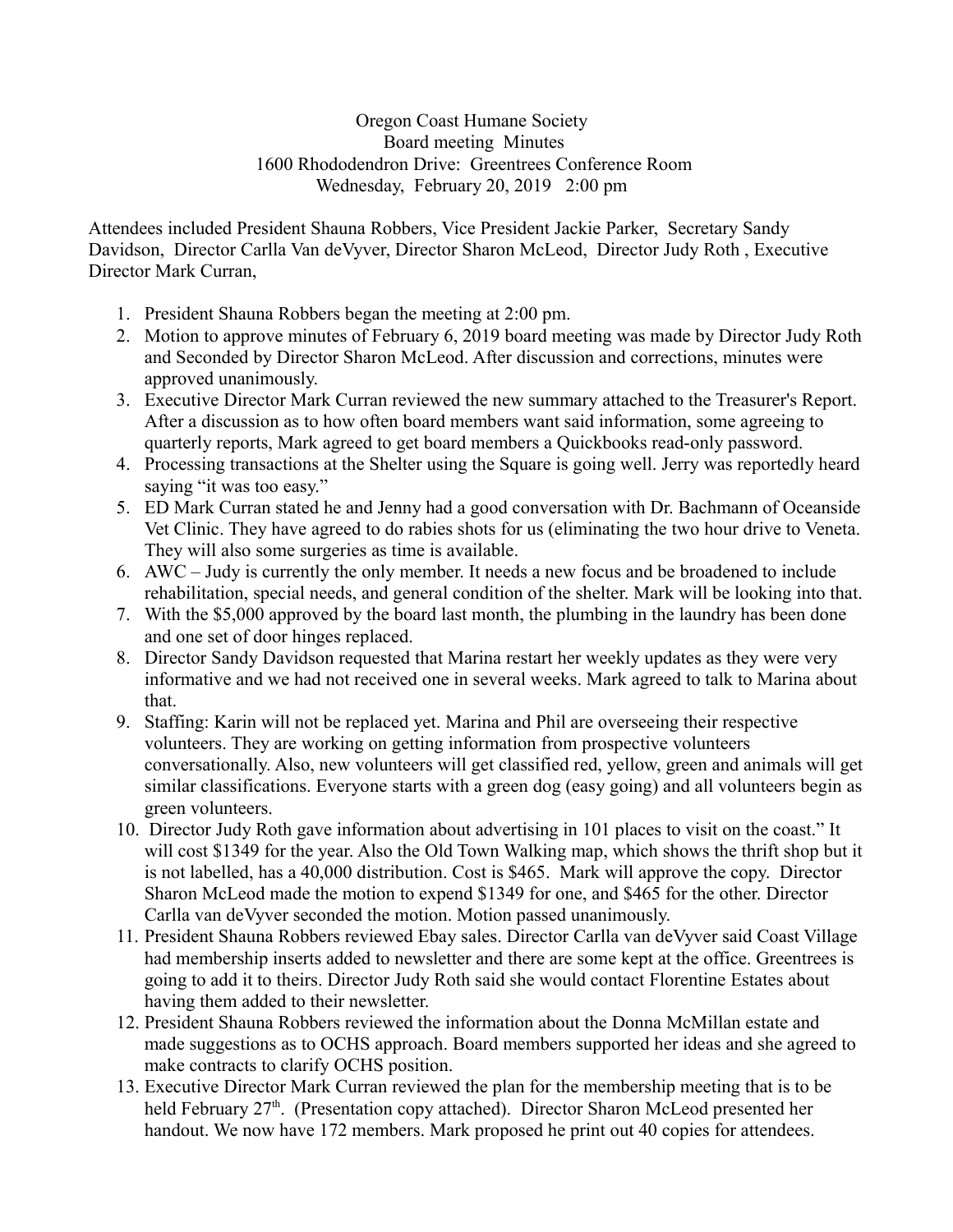Oregon Coast Humane Society
Board meeting Minutes
1600 Rhododendron Drive: Greentrees Conference Room
Wednesday, February 20, 2019 2:00 pm

Attendees included President Shauna Robbers, Vice President Jackie Parker, Secretary Sandy Davidson, Director Carlla Van deVyver, Director Sharon McLeod, Director Judy Roth , Executive Director Mark Curran,

1. President Shauna Robbers began the meeting at 2:00 pm.
2. Motion to approve minutes of February 6, 2019 board meeting was made by Director Judy Roth and Seconded by Director Sharon McLeod. After discussion and corrections, minutes were approved unanimously.
3. Executive Director Mark Curran reviewed the new summary attached to the Treasurer's Report. After a discussion as to how often board members want said information, some agreeing to quarterly reports, Mark agreed to get board members a Quickbooks read-only password.
4. Processing transactions at the Shelter using the Square is going well. Jerry was reportedly heard saying "it was too easy."
5. ED Mark Curran stated he and Jenny had a good conversation with Dr. Bachmann of Oceanside Vet Clinic. They have agreed to do rabies shots for us (eliminating the two hour drive to Veneta. They will also some surgeries as time is available.
6. AWC – Judy is currently the only member. It needs a new focus and be broadened to include rehabilitation, special needs, and general condition of the shelter. Mark will be looking into that.
7. With the $5,000 approved by the board last month, the plumbing in the laundry has been done and one set of door hinges replaced.
8. Director Sandy Davidson requested that Marina restart her weekly updates as they were very informative and we had not received one in several weeks. Mark agreed to talk to Marina about that.
9. Staffing: Karin will not be replaced yet. Marina and Phil are overseeing their respective volunteers. They are working on getting information from prospective volunteers conversationally. Also, new volunteers will get classified red, yellow, green and animals will get similar classifications. Everyone starts with a green dog (easy going) and all volunteers begin as green volunteers.
10. Director Judy Roth gave information about advertising in 101 places to visit on the coast." It will cost $1349 for the year. Also the Old Town Walking map, which shows the thrift shop but it is not labelled, has a 40,000 distribution. Cost is $465. Mark will approve the copy. Director Sharon McLeod made the motion to expend $1349 for one, and $465 for the other. Director Carlla van deVyver seconded the motion. Motion passed unanimously.
11. President Shauna Robbers reviewed Ebay sales. Director Carlla van deVyver said Coast Village had membership inserts added to newsletter and there are some kept at the office. Greentrees is going to add it to theirs. Director Judy Roth said she would contact Florentine Estates about having them added to their newsletter.
12. President Shauna Robbers reviewed the information about the Donna McMillan estate and made suggestions as to OCHS approach. Board members supported her ideas and she agreed to make contracts to clarify OCHS position.
13. Executive Director Mark Curran reviewed the plan for the membership meeting that is to be held February 27th. (Presentation copy attached). Director Sharon McLeod presented her handout. We now have 172 members. Mark proposed he print out 40 copies for attendees.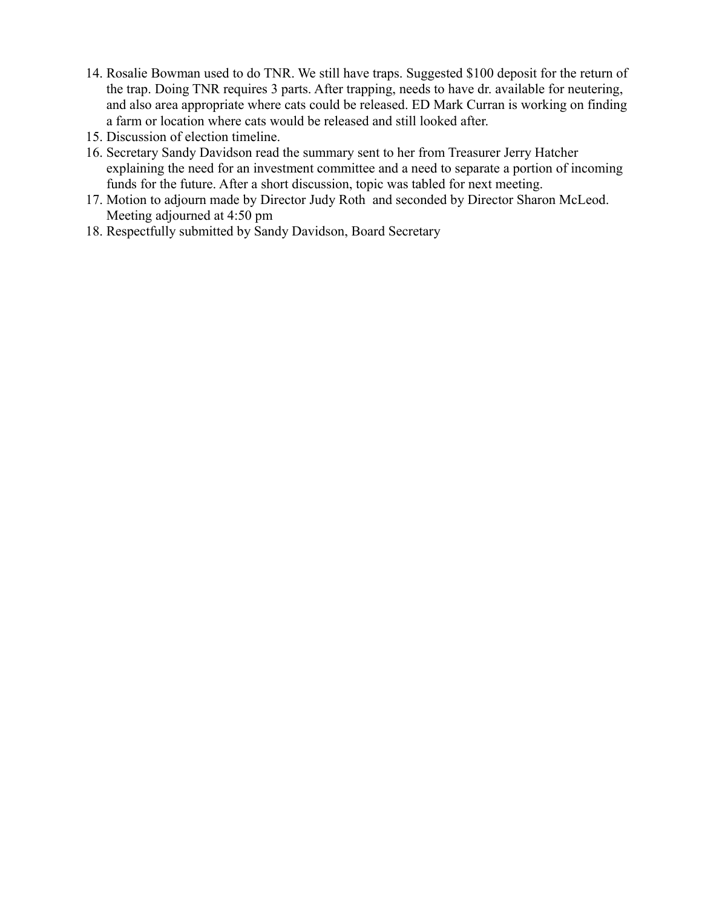14. Rosalie Bowman used to do TNR. We still have traps. Suggested $100 deposit for the return of the trap. Doing TNR requires 3 parts. After trapping, needs to have dr. available for neutering, and also area appropriate where cats could be released. ED Mark Curran is working on finding a farm or location where cats would be released and still looked after.
15. Discussion of election timeline.
16. Secretary Sandy Davidson read the summary sent to her from Treasurer Jerry Hatcher explaining the need for an investment committee and a need to separate a portion of incoming funds for the future. After a short discussion, topic was tabled for next meeting.
17. Motion to adjourn made by Director Judy Roth and seconded by Director Sharon McLeod. Meeting adjourned at 4:50 pm
18. Respectfully submitted by Sandy Davidson, Board Secretary